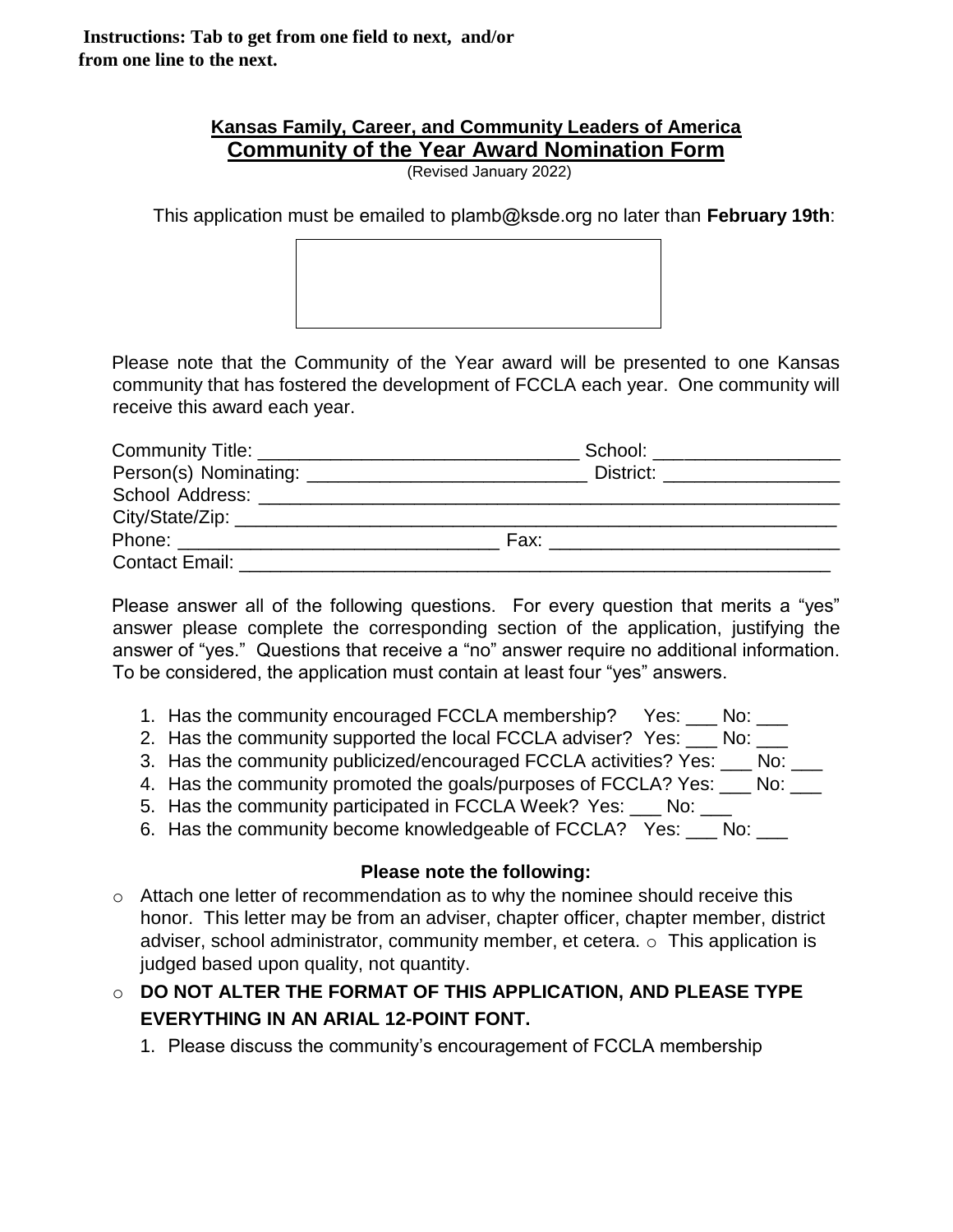**Instructions: Tab to get from one field to next, and/or from one line to the next.**

## Kansas Family, Career, and Community Leaders of America

## Community of the Year Award Nomination Form

(Revised January 2022)

This application must be emailed to plamb@ksde.org no later than **February 19th**:

Please note that the Community of the Year award will be presented to one Kansas community that has fostered the development of FCCLA each year. One community will receive this award each year.

Community Title: ______________________________ School: __________________
Person(s) Nominating: ___________________________ District: _________________
School Address: _________________________________________________________
City/State/Zip: __________________________________________________________
Phone: ______________________________ Fax: ____________________________
Contact Email: _________________________________________________________

Please answer all of the following questions. For every question that merits a "yes" answer please complete the corresponding section of the application, justifying the answer of "yes." Questions that receive a "no" answer require no additional information. To be considered, the application must contain at least four "yes" answers.

1. Has the community encouraged FCCLA membership? Yes: ___ No: ___
2. Has the community supported the local FCCLA adviser? Yes: ___ No: ___
3. Has the community publicized/encouraged FCCLA activities? Yes: ___ No: ___
4. Has the community promoted the goals/purposes of FCCLA? Yes: ___ No: ___
5. Has the community participated in FCCLA Week? Yes: ___ No: ___
6. Has the community become knowledgeable of FCCLA? Yes: ___ No: ___

**Please note the following:**

- Attach one letter of recommendation as to why the nominee should receive this honor. This letter may be from an adviser, chapter officer, chapter member, district adviser, school administrator, community member, et cetera.
- This application is judged based upon quality, not quantity.
- **DO NOT ALTER THE FORMAT OF THIS APPLICATION, AND PLEASE TYPE EVERYTHING IN AN ARIAL 12-POINT FONT.**

1. Please discuss the community's encouragement of FCCLA membership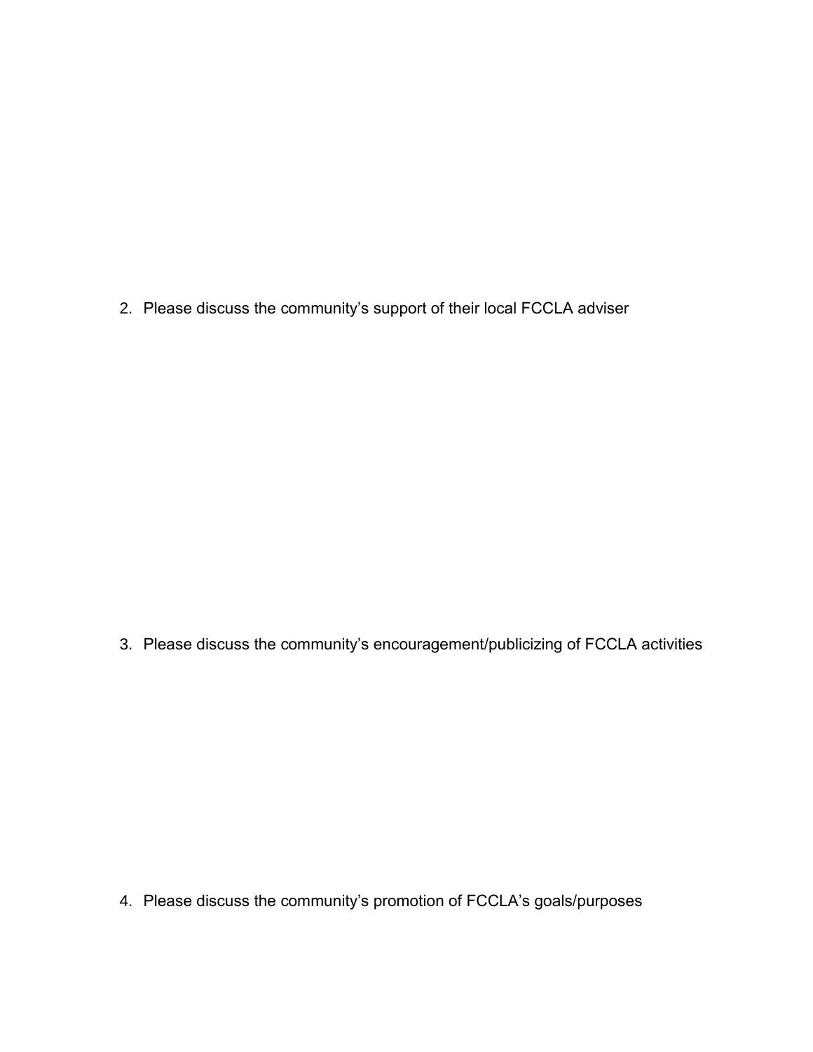2. Please discuss the community’s support of their local FCCLA adviser

3. Please discuss the community’s encouragement/publicizing of FCCLA activities

4. Please discuss the community’s promotion of FCCLA’s goals/purposes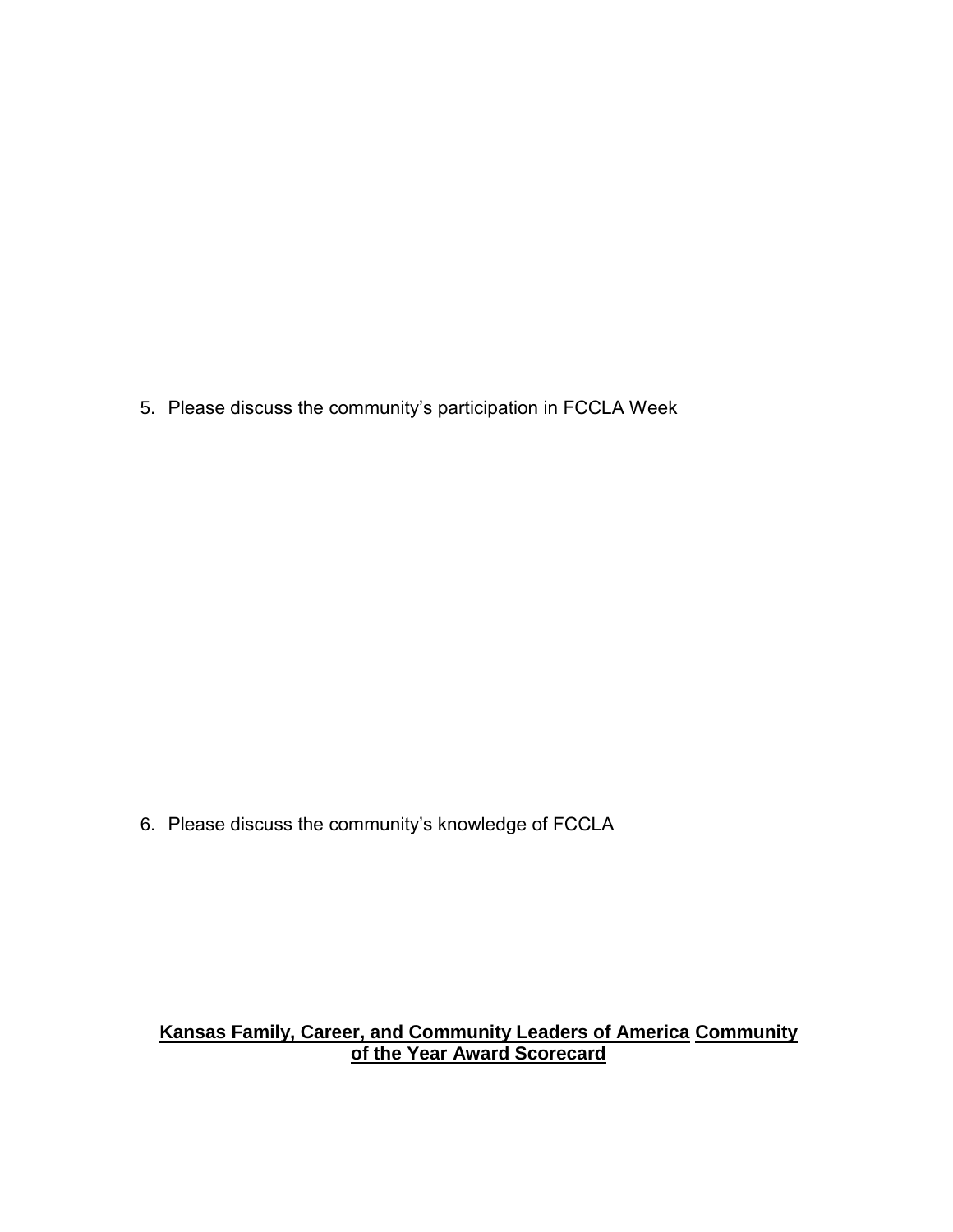5. Please discuss the community's participation in FCCLA Week

6. Please discuss the community's knowledge of FCCLA

**Kansas Family, Career, and Community Leaders of America Community of the Year Award Scorecard**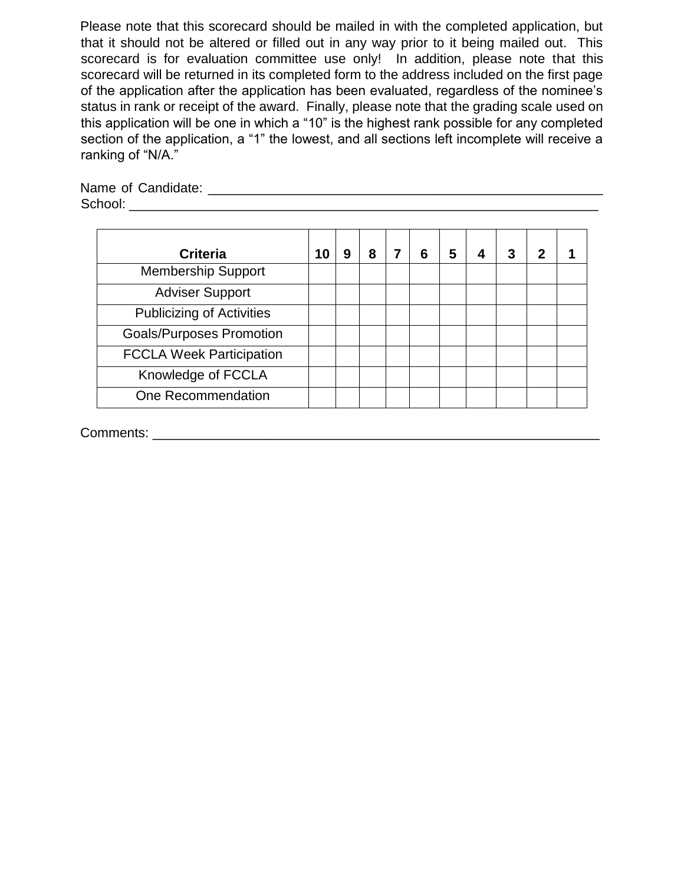Please note that this scorecard should be mailed in with the completed application, but that it should not be altered or filled out in any way prior to it being mailed out. This scorecard is for evaluation committee use only! In addition, please note that this scorecard will be returned in its completed form to the address included on the first page of the application after the application has been evaluated, regardless of the nominee's status in rank or receipt of the award. Finally, please note that the grading scale used on this application will be one in which a "10" is the highest rank possible for any completed section of the application, a "1" the lowest, and all sections left incomplete will receive a ranking of "N/A."

Name of Candidate: ________________________________________________________
School: ______________________________________________________________

| **Criteria** | **10** | **9** | **8** | **7** | **6** | **5** | **4** | **3** | **2** | **1** |
|---|---|---|---|---|---|---|---|---|---|---|
| Membership Support | | | | | | | | | | |
| Adviser Support | | | | | | | | | | |
| Publicizing of Activities | | | | | | | | | | |
| Goals/Purposes Promotion | | | | | | | | | | |
| FCCLA Week Participation | | | | | | | | | | |
| Knowledge of FCCLA | | | | | | | | | | |
| One Recommendation | | | | | | | | | | |

Comments: ____________________________________________________________